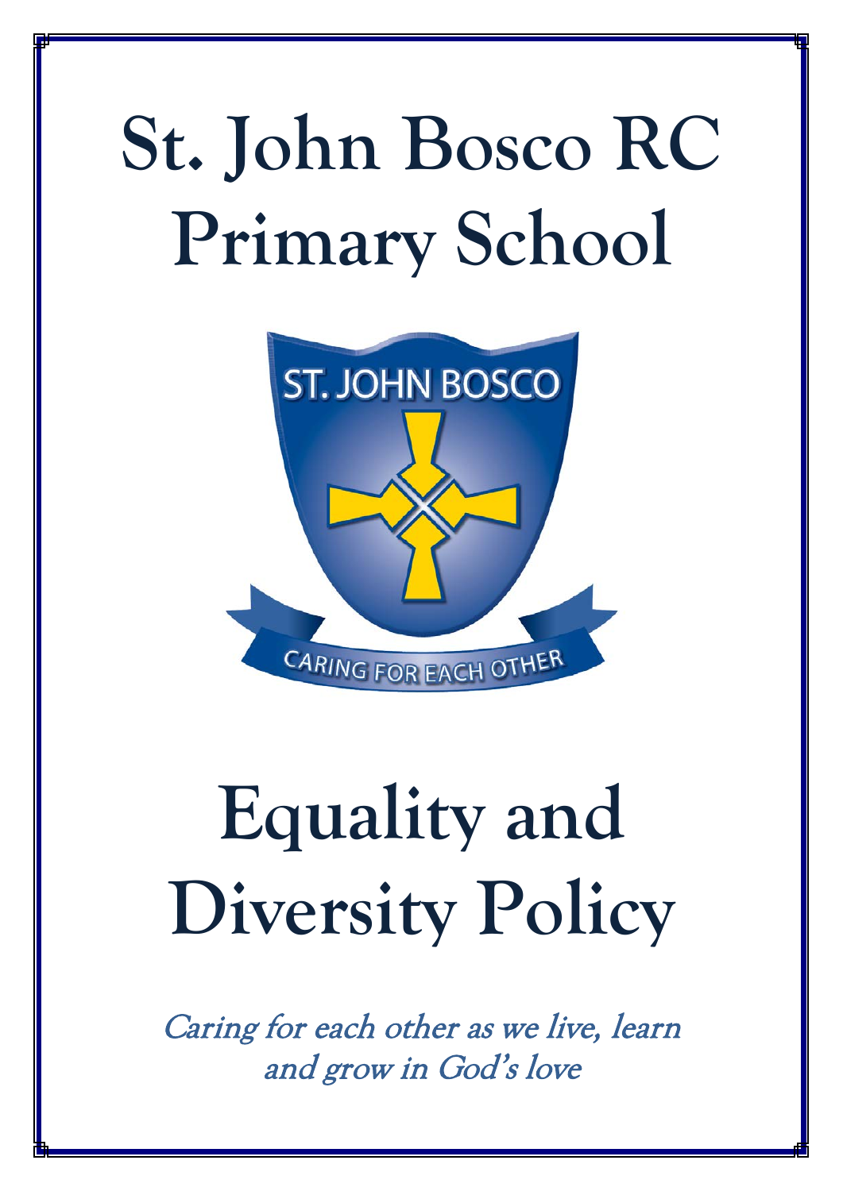# St. John Bosco RC Primary School

# Equality and Diversity Policy

*Caring for each other as we live, learn and grow in God's love*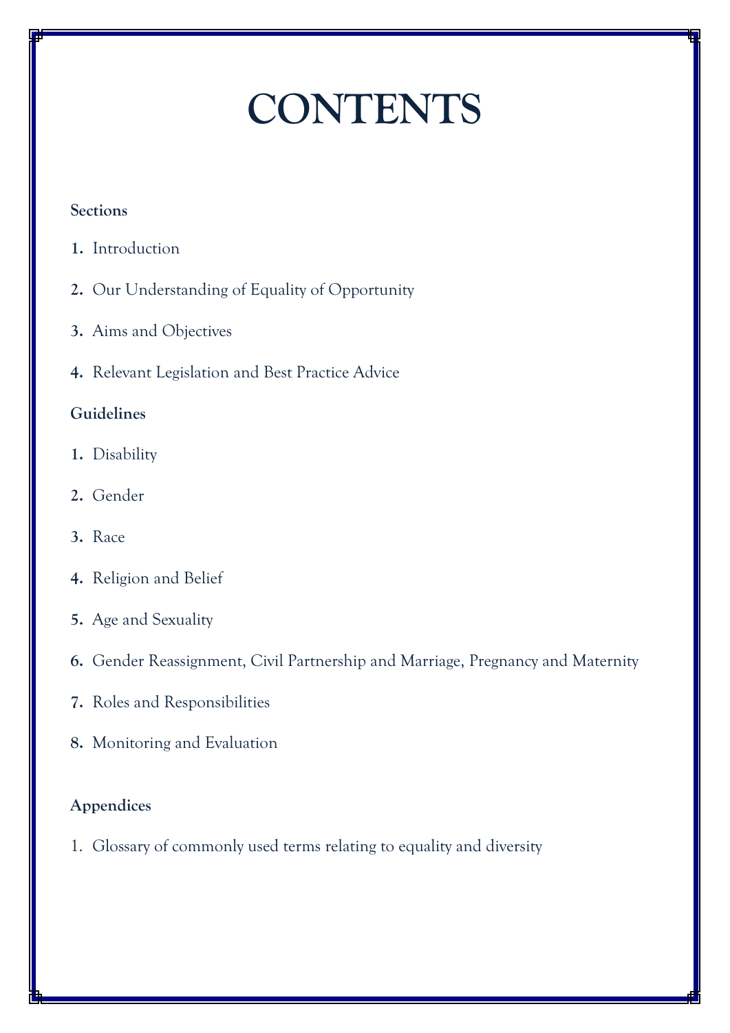# CONTENTS

**Sections**

1. Introduction
2. Our Understanding of Equality of Opportunity
3. Aims and Objectives
4. Relevant Legislation and Best Practice Advice

**Guidelines**

1. Disability
2. Gender
3. Race
4. Religion and Belief
5. Age and Sexuality
6. Gender Reassignment, Civil Partnership and Marriage, Pregnancy and Maternity
7. Roles and Responsibilities
8. Monitoring and Evaluation

**Appendices**

1. Glossary of commonly used terms relating to equality and diversity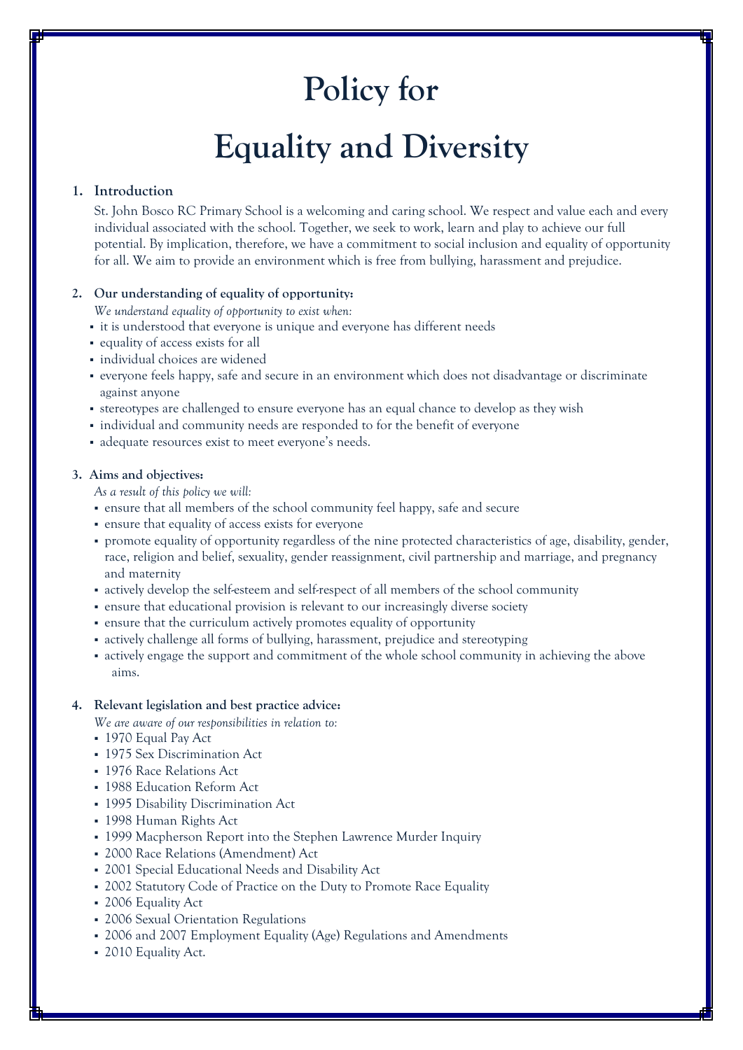# Policy for

# Equality and Diversity

## 1. Introduction

St. John Bosco RC Primary School is a welcoming and caring school. We respect and value each and every individual associated with the school. Together, we seek to work, learn and play to achieve our full potential. By implication, therefore, we have a commitment to social inclusion and equality of opportunity for all. We aim to provide an environment which is free from bullying, harassment and prejudice.

## 2. Our understanding of equality of opportunity:

*We understand equality of opportunity to exist when:*

- it is understood that everyone is unique and everyone has different needs
- equality of access exists for all
- individual choices are widened
- everyone feels happy, safe and secure in an environment which does not disadvantage or discriminate against anyone
- stereotypes are challenged to ensure everyone has an equal chance to develop as they wish
- individual and community needs are responded to for the benefit of everyone
- adequate resources exist to meet everyone's needs.

## 3. Aims and objectives:

*As a result of this policy we will:*

- ensure that all members of the school community feel happy, safe and secure
- ensure that equality of access exists for everyone
- promote equality of opportunity regardless of the nine protected characteristics of age, disability, gender, race, religion and belief, sexuality, gender reassignment, civil partnership and marriage, and pregnancy and maternity
- actively develop the self-esteem and self-respect of all members of the school community
- ensure that educational provision is relevant to our increasingly diverse society
- ensure that the curriculum actively promotes equality of opportunity
- actively challenge all forms of bullying, harassment, prejudice and stereotyping
- actively engage the support and commitment of the whole school community in achieving the above aims.

## 4. Relevant legislation and best practice advice:

*We are aware of our responsibilities in relation to:*

- 1970 Equal Pay Act
- 1975 Sex Discrimination Act
- 1976 Race Relations Act
- 1988 Education Reform Act
- 1995 Disability Discrimination Act
- 1998 Human Rights Act
- 1999 Macpherson Report into the Stephen Lawrence Murder Inquiry
- 2000 Race Relations (Amendment) Act
- 2001 Special Educational Needs and Disability Act
- 2002 Statutory Code of Practice on the Duty to Promote Race Equality
- 2006 Equality Act
- 2006 Sexual Orientation Regulations
- 2006 and 2007 Employment Equality (Age) Regulations and Amendments
- 2010 Equality Act.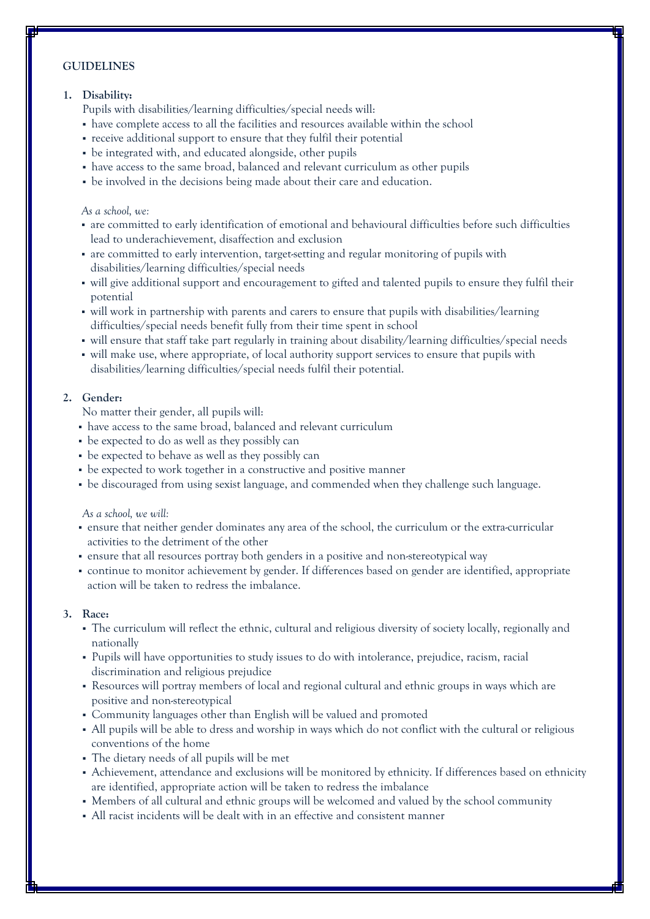**GUIDELINES**

1. **Disability:**

   Pupils with disabilities/learning difficulties/special needs will:

   - have complete access to all the facilities and resources available within the school
   - receive additional support to ensure that they fulfil their potential
   - be integrated with, and educated alongside, other pupils
   - have access to the same broad, balanced and relevant curriculum as other pupils
   - be involved in the decisions being made about their care and education.

   *As a school, we:*

   - are committed to early identification of emotional and behavioural difficulties before such difficulties lead to underachievement, disaffection and exclusion
   - are committed to early intervention, target-setting and regular monitoring of pupils with disabilities/learning difficulties/special needs
   - will give additional support and encouragement to gifted and talented pupils to ensure they fulfil their potential
   - will work in partnership with parents and carers to ensure that pupils with disabilities/learning difficulties/special needs benefit fully from their time spent in school
   - will ensure that staff take part regularly in training about disability/learning difficulties/special needs
   - will make use, where appropriate, of local authority support services to ensure that pupils with disabilities/learning difficulties/special needs fulfil their potential.

2. **Gender:**

   No matter their gender, all pupils will:

   - have access to the same broad, balanced and relevant curriculum
   - be expected to do as well as they possibly can
   - be expected to behave as well as they possibly can
   - be expected to work together in a constructive and positive manner
   - be discouraged from using sexist language, and commended when they challenge such language.

   *As a school, we will:*

   - ensure that neither gender dominates any area of the school, the curriculum or the extra-curricular activities to the detriment of the other
   - ensure that all resources portray both genders in a positive and non-stereotypical way
   - continue to monitor achievement by gender. If differences based on gender are identified, appropriate action will be taken to redress the imbalance.

3. **Race:**

   - The curriculum will reflect the ethnic, cultural and religious diversity of society locally, regionally and nationally
   - Pupils will have opportunities to study issues to do with intolerance, prejudice, racism, racial discrimination and religious prejudice
   - Resources will portray members of local and regional cultural and ethnic groups in ways which are positive and non-stereotypical
   - Community languages other than English will be valued and promoted
   - All pupils will be able to dress and worship in ways which do not conflict with the cultural or religious conventions of the home
   - The dietary needs of all pupils will be met
   - Achievement, attendance and exclusions will be monitored by ethnicity. If differences based on ethnicity are identified, appropriate action will be taken to redress the imbalance
   - Members of all cultural and ethnic groups will be welcomed and valued by the school community
   - All racist incidents will be dealt with in an effective and consistent manner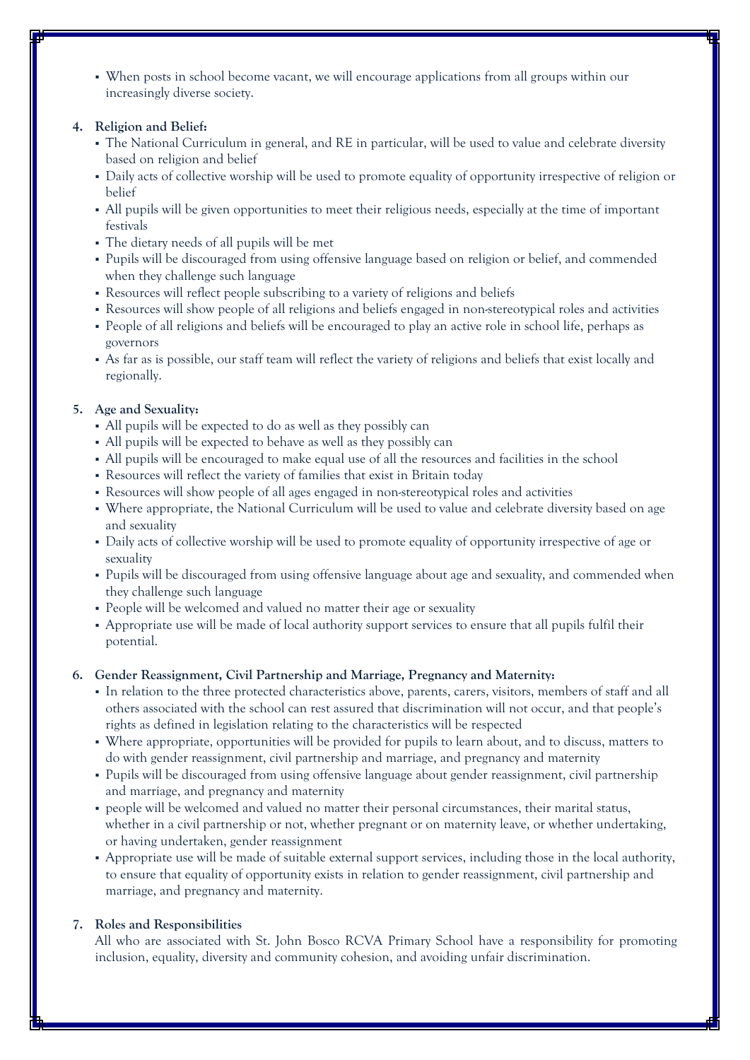- When posts in school become vacant, we will encourage applications from all groups within our increasingly diverse society.

**4. Religion and Belief:**

- The National Curriculum in general, and RE in particular, will be used to value and celebrate diversity based on religion and belief
- Daily acts of collective worship will be used to promote equality of opportunity irrespective of religion or belief
- All pupils will be given opportunities to meet their religious needs, especially at the time of important festivals
- The dietary needs of all pupils will be met
- Pupils will be discouraged from using offensive language based on religion or belief, and commended when they challenge such language
- Resources will reflect people subscribing to a variety of religions and beliefs
- Resources will show people of all religions and beliefs engaged in non-stereotypical roles and activities
- People of all religions and beliefs will be encouraged to play an active role in school life, perhaps as governors
- As far as is possible, our staff team will reflect the variety of religions and beliefs that exist locally and regionally.

**5. Age and Sexuality:**

- All pupils will be expected to do as well as they possibly can
- All pupils will be expected to behave as well as they possibly can
- All pupils will be encouraged to make equal use of all the resources and facilities in the school
- Resources will reflect the variety of families that exist in Britain today
- Resources will show people of all ages engaged in non-stereotypical roles and activities
- Where appropriate, the National Curriculum will be used to value and celebrate diversity based on age and sexuality
- Daily acts of collective worship will be used to promote equality of opportunity irrespective of age or sexuality
- Pupils will be discouraged from using offensive language about age and sexuality, and commended when they challenge such language
- People will be welcomed and valued no matter their age or sexuality
- Appropriate use will be made of local authority support services to ensure that all pupils fulfil their potential.

**6. Gender Reassignment, Civil Partnership and Marriage, Pregnancy and Maternity:**

- In relation to the three protected characteristics above, parents, carers, visitors, members of staff and all others associated with the school can rest assured that discrimination will not occur, and that people's rights as defined in legislation relating to the characteristics will be respected
- Where appropriate, opportunities will be provided for pupils to learn about, and to discuss, matters to do with gender reassignment, civil partnership and marriage, and pregnancy and maternity
- Pupils will be discouraged from using offensive language about gender reassignment, civil partnership and marriage, and pregnancy and maternity
- people will be welcomed and valued no matter their personal circumstances, their marital status, whether in a civil partnership or not, whether pregnant or on maternity leave, or whether undertaking, or having undertaken, gender reassignment
- Appropriate use will be made of suitable external support services, including those in the local authority, to ensure that equality of opportunity exists in relation to gender reassignment, civil partnership and marriage, and pregnancy and maternity.

**7. Roles and Responsibilities**

All who are associated with St. John Bosco RCVA Primary School have a responsibility for promoting inclusion, equality, diversity and community cohesion, and avoiding unfair discrimination.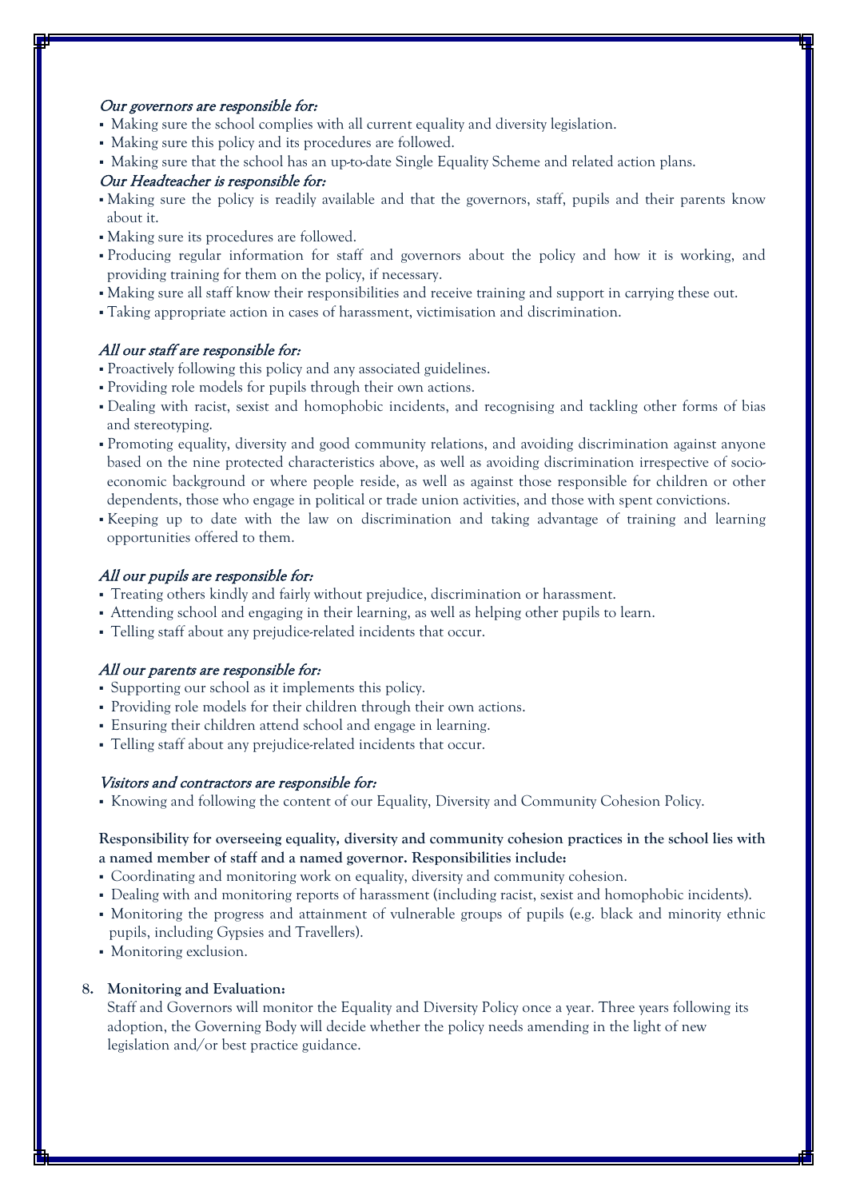*Our governors are responsible for:*

- Making sure the school complies with all current equality and diversity legislation.
- Making sure this policy and its procedures are followed.
- Making sure that the school has an up-to-date Single Equality Scheme and related action plans.

*Our Headteacher is responsible for:*

- Making sure the policy is readily available and that the governors, staff, pupils and their parents know about it.
- Making sure its procedures are followed.
- Producing regular information for staff and governors about the policy and how it is working, and providing training for them on the policy, if necessary.
- Making sure all staff know their responsibilities and receive training and support in carrying these out.
- Taking appropriate action in cases of harassment, victimisation and discrimination.

*All our staff are responsible for:*

- Proactively following this policy and any associated guidelines.
- Providing role models for pupils through their own actions.
- Dealing with racist, sexist and homophobic incidents, and recognising and tackling other forms of bias and stereotyping.
- Promoting equality, diversity and good community relations, and avoiding discrimination against anyone based on the nine protected characteristics above, as well as avoiding discrimination irrespective of socio-economic background or where people reside, as well as against those responsible for children or other dependents, those who engage in political or trade union activities, and those with spent convictions.
- Keeping up to date with the law on discrimination and taking advantage of training and learning opportunities offered to them.

*All our pupils are responsible for:*

- Treating others kindly and fairly without prejudice, discrimination or harassment.
- Attending school and engaging in their learning, as well as helping other pupils to learn.
- Telling staff about any prejudice-related incidents that occur.

*All our parents are responsible for:*

- Supporting our school as it implements this policy.
- Providing role models for their children through their own actions.
- Ensuring their children attend school and engage in learning.
- Telling staff about any prejudice-related incidents that occur.

*Visitors and contractors are responsible for:*

- Knowing and following the content of our Equality, Diversity and Community Cohesion Policy.

**Responsibility for overseeing equality, diversity and community cohesion practices in the school lies with a named member of staff and a named governor. Responsibilities include:**

- Coordinating and monitoring work on equality, diversity and community cohesion.
- Dealing with and monitoring reports of harassment (including racist, sexist and homophobic incidents).
- Monitoring the progress and attainment of vulnerable groups of pupils (e.g. black and minority ethnic pupils, including Gypsies and Travellers).
- Monitoring exclusion.

**8. Monitoring and Evaluation:**

Staff and Governors will monitor the Equality and Diversity Policy once a year. Three years following its adoption, the Governing Body will decide whether the policy needs amending in the light of new legislation and/or best practice guidance.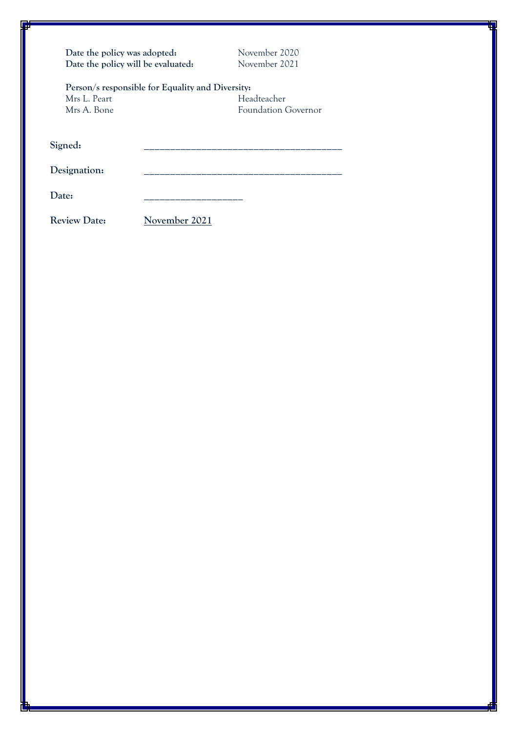**Date the policy was adopted:** November 2020
**Date the policy will be evaluated:** November 2021

**Person/s responsible for Equality and Diversity:**

| | |
|---|---|
| Mrs L. Peart | Headteacher |
| Mrs A. Bone | Foundation Governor |

**Signed:** ________________________________________

**Designation:** ________________________________________

**Date:** ____________________

**Review Date:** November 2021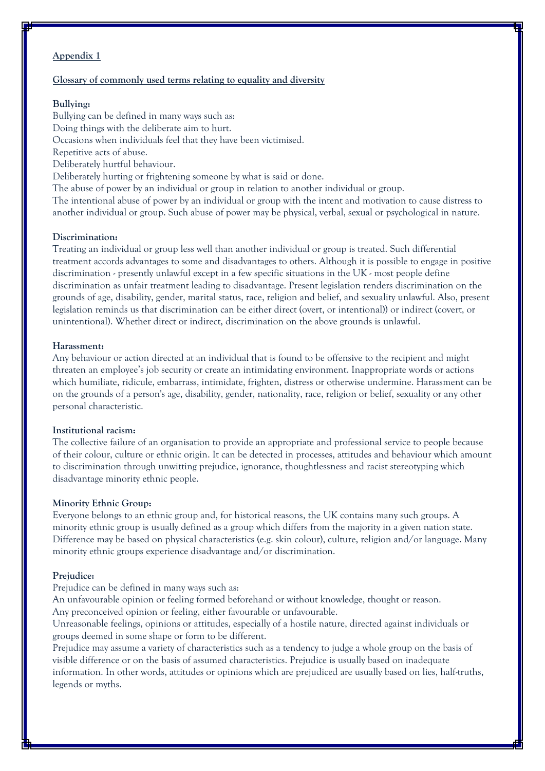## Appendix 1

### Glossary of commonly used terms relating to equality and diversity

**Bullying:**

Bullying can be defined in many ways such as:
Doing things with the deliberate aim to hurt.
Occasions when individuals feel that they have been victimised.
Repetitive acts of abuse.
Deliberately hurtful behaviour.
Deliberately hurting or frightening someone by what is said or done.
The abuse of power by an individual or group in relation to another individual or group.
The intentional abuse of power by an individual or group with the intent and motivation to cause distress to another individual or group. Such abuse of power may be physical, verbal, sexual or psychological in nature.

**Discrimination:**

Treating an individual or group less well than another individual or group is treated. Such differential treatment accords advantages to some and disadvantages to others. Although it is possible to engage in positive discrimination - presently unlawful except in a few specific situations in the UK - most people define discrimination as unfair treatment leading to disadvantage. Present legislation renders discrimination on the grounds of age, disability, gender, marital status, race, religion and belief, and sexuality unlawful. Also, present legislation reminds us that discrimination can be either direct (overt, or intentional)) or indirect (covert, or unintentional). Whether direct or indirect, discrimination on the above grounds is unlawful.

**Harassment:**

Any behaviour or action directed at an individual that is found to be offensive to the recipient and might threaten an employee's job security or create an intimidating environment. Inappropriate words or actions which humiliate, ridicule, embarrass, intimidate, frighten, distress or otherwise undermine. Harassment can be on the grounds of a person's age, disability, gender, nationality, race, religion or belief, sexuality or any other personal characteristic.

**Institutional racism:**

The collective failure of an organisation to provide an appropriate and professional service to people because of their colour, culture or ethnic origin. It can be detected in processes, attitudes and behaviour which amount to discrimination through unwitting prejudice, ignorance, thoughtlessness and racist stereotyping which disadvantage minority ethnic people.

**Minority Ethnic Group:**

Everyone belongs to an ethnic group and, for historical reasons, the UK contains many such groups. A minority ethnic group is usually defined as a group which differs from the majority in a given nation state. Difference may be based on physical characteristics (e.g. skin colour), culture, religion and/or language. Many minority ethnic groups experience disadvantage and/or discrimination.

**Prejudice:**

Prejudice can be defined in many ways such as:
An unfavourable opinion or feeling formed beforehand or without knowledge, thought or reason.
Any preconceived opinion or feeling, either favourable or unfavourable.
Unreasonable feelings, opinions or attitudes, especially of a hostile nature, directed against individuals or groups deemed in some shape or form to be different.
Prejudice may assume a variety of characteristics such as a tendency to judge a whole group on the basis of visible difference or on the basis of assumed characteristics. Prejudice is usually based on inadequate information. In other words, attitudes or opinions which are prejudiced are usually based on lies, half-truths, legends or myths.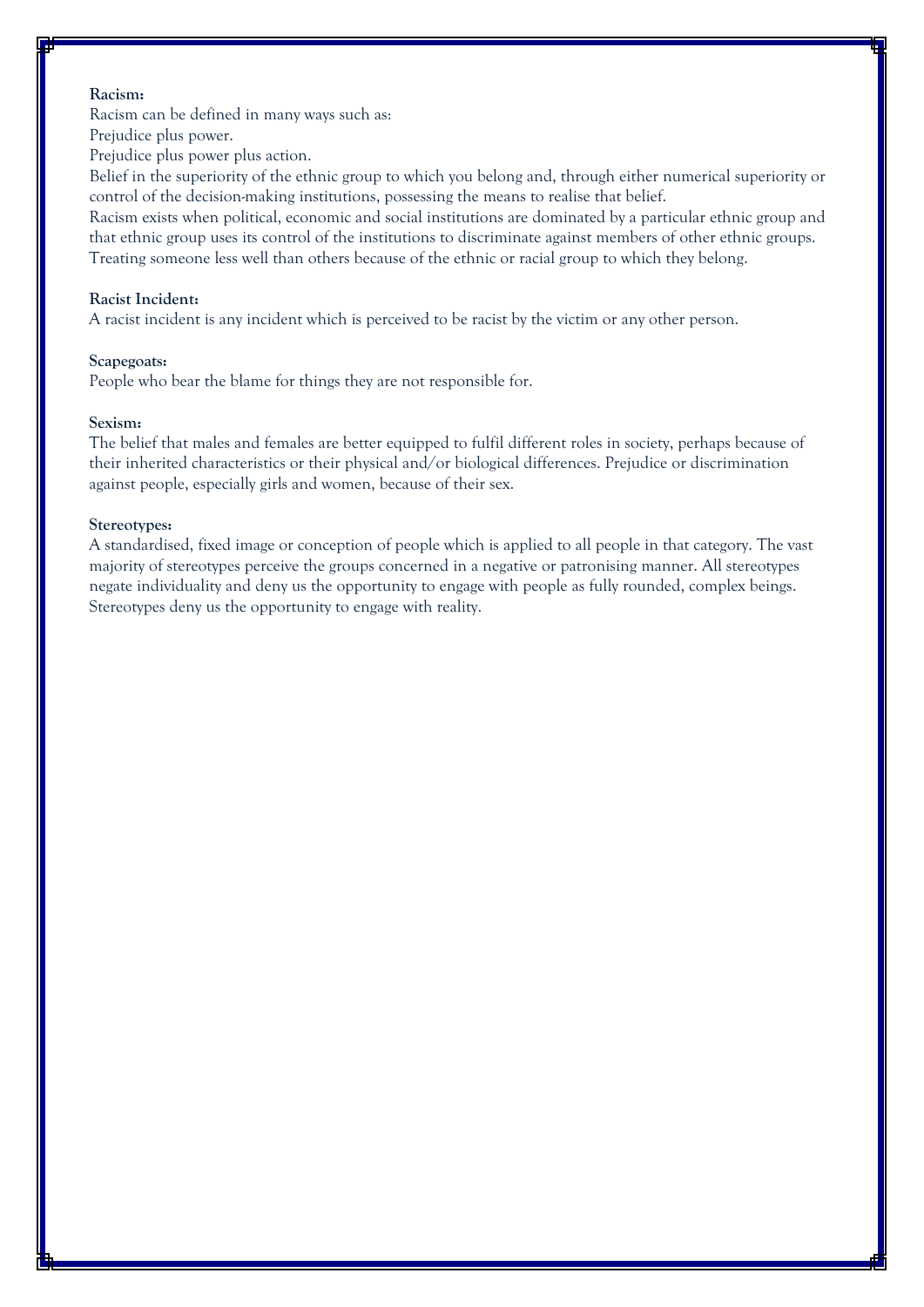**Racism:**

Racism can be defined in many ways such as:

Prejudice plus power.

Prejudice plus power plus action.

Belief in the superiority of the ethnic group to which you belong and, through either numerical superiority or control of the decision-making institutions, possessing the means to realise that belief.

Racism exists when political, economic and social institutions are dominated by a particular ethnic group and that ethnic group uses its control of the institutions to discriminate against members of other ethnic groups.

Treating someone less well than others because of the ethnic or racial group to which they belong.

**Racist Incident:**

A racist incident is any incident which is perceived to be racist by the victim or any other person.

**Scapegoats:**

People who bear the blame for things they are not responsible for.

**Sexism:**

The belief that males and females are better equipped to fulfil different roles in society, perhaps because of their inherited characteristics or their physical and/or biological differences. Prejudice or discrimination against people, especially girls and women, because of their sex.

**Stereotypes:**

A standardised, fixed image or conception of people which is applied to all people in that category. The vast majority of stereotypes perceive the groups concerned in a negative or patronising manner. All stereotypes negate individuality and deny us the opportunity to engage with people as fully rounded, complex beings. Stereotypes deny us the opportunity to engage with reality.